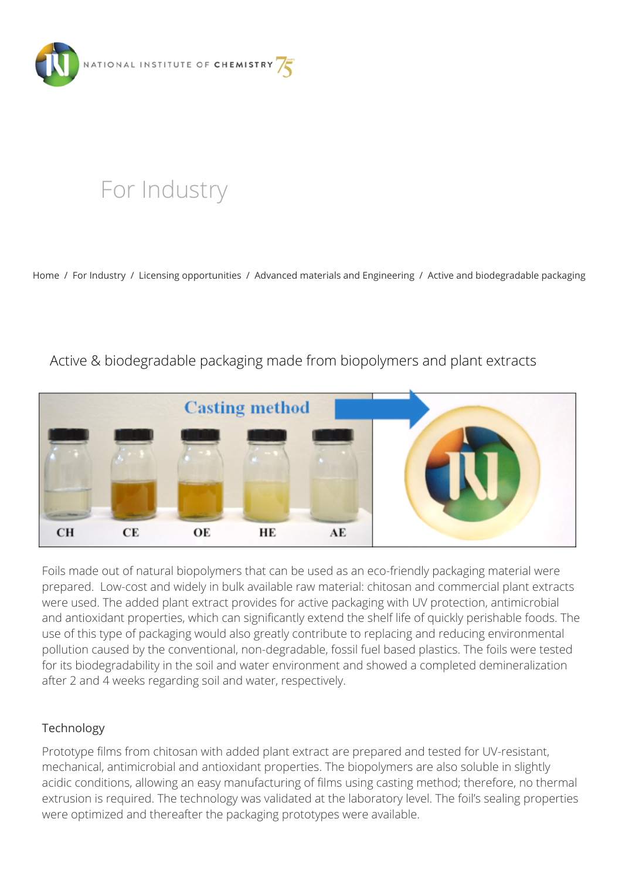NATIONAL INSTITUTE OF CHEMISTRY

# For Industry

Home / For Industry / Licensing opportunities / Advanced materials and Engineering / Active and biodegradable packaging

## Active & biodegradable packaging made from biopolymers and plant extracts

Foils made out of natural biopolymers that can be used as an eco-friendly packaging material were prepared. Low-cost and widely in bulk available raw material: chitosan and commercial plant extracts were used. The added plant extract provides for active packaging with UV protection, antimicrobial and antioxidant properties, which can significantly extend the shelf life of quickly perishable foods. The use of this type of packaging would also greatly contribute to replacing and reducing environmental pollution caused by the conventional, non-degradable, fossil fuel based plastics. The foils were tested for its biodegradability in the soil and water environment and showed a completed demineralization after 2 and 4 weeks regarding soil and water, respectively.

### Technology

Prototype films from chitosan with added plant extract are prepared and tested for UV-resistant, mechanical, antimicrobial and antioxidant properties. The biopolymers are also soluble in slightly acidic conditions, allowing an easy manufacturing of films using casting method; therefore, no thermal extrusion is required. The technology was validated at the laboratory level. The foil's sealing properties were optimized and thereafter the packaging prototypes were available.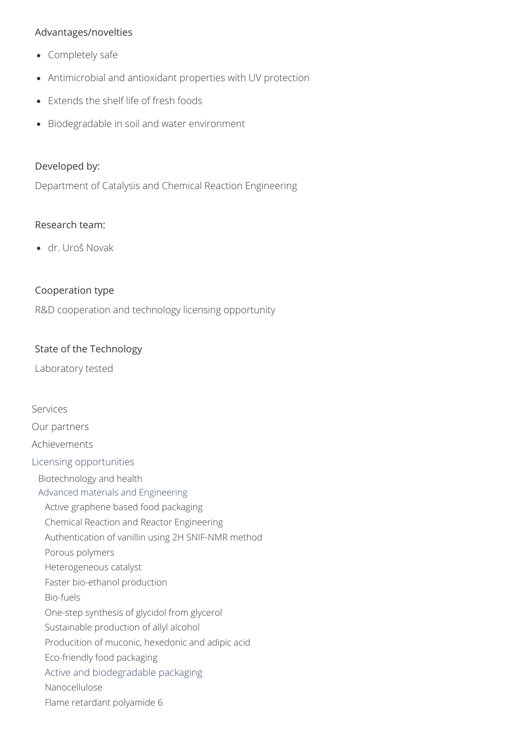### Advantages/novelties

- Completely safe
- Antimicrobial and antioxidant properties with UV protection
- Extends the shelf life of fresh foods
- Biodegradable in soil and water environment

### Developed by:

Department of Catalysis and Chemical Reaction Engineering

### Research team:

- dr. Uroš Novak

### Cooperation type

R&D cooperation and technology licensing opportunity

### State of the Technology

Laboratory tested

- Services
- Our partners
- Achievements
- Licensing opportunities
  - Biotechnology and health
  - Advanced materials and Engineering
    - Active graphene based food packaging
    - Chemical Reaction and Reactor Engineering
    - Authentication of vanillin using 2H SNIF-NMR method
    - Porous polymers
    - Heterogeneous catalyst
    - Faster bio-ethanol production
    - Bio-fuels
    - One-step synthesis of glycidol from glycerol
    - Sustainable production of allyl alcohol
    - Producition of muconic, hexedonic and adipic acid
    - Eco-friendly food packaging
    - Active and biodegradable packaging
    - Nanocellulose
    - Flame retardant polyamide 6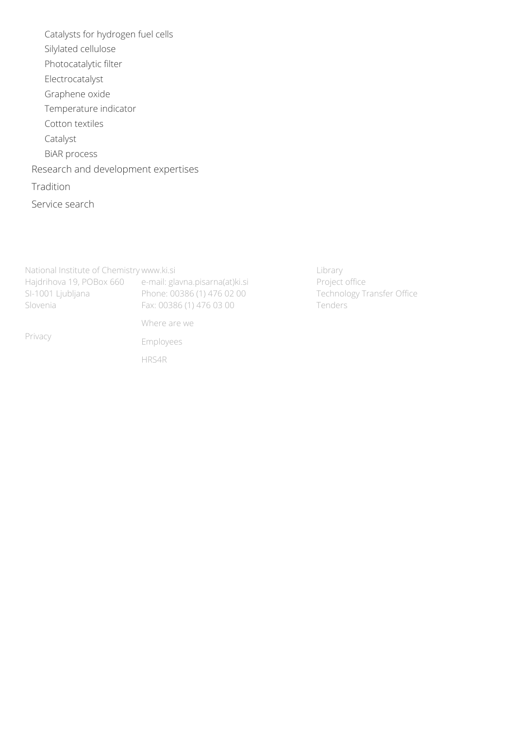- Catalysts for hydrogen fuel cells
  - Silylated cellulose
  - Photocatalytic filter
  - Electrocatalyst
  - Graphene oxide
  - Temperature indicator
  - Cotton textiles
  - Catalyst
  - BiAR process
- Research and development expertises
- Tradition
- Service search

National Institute of Chemistry
Hajdrihova 19, POBox 660
SI-1001 Ljubljana
Slovenia

Privacy

www.ki.si
e-mail: glavna.pisarna(at)ki.si
Phone: 00386 (1) 476 02 00
Fax: 00386 (1) 476 03 00

Where are we

Employees

HRS4R

Library
Project office
Technology Transfer Office
Tenders